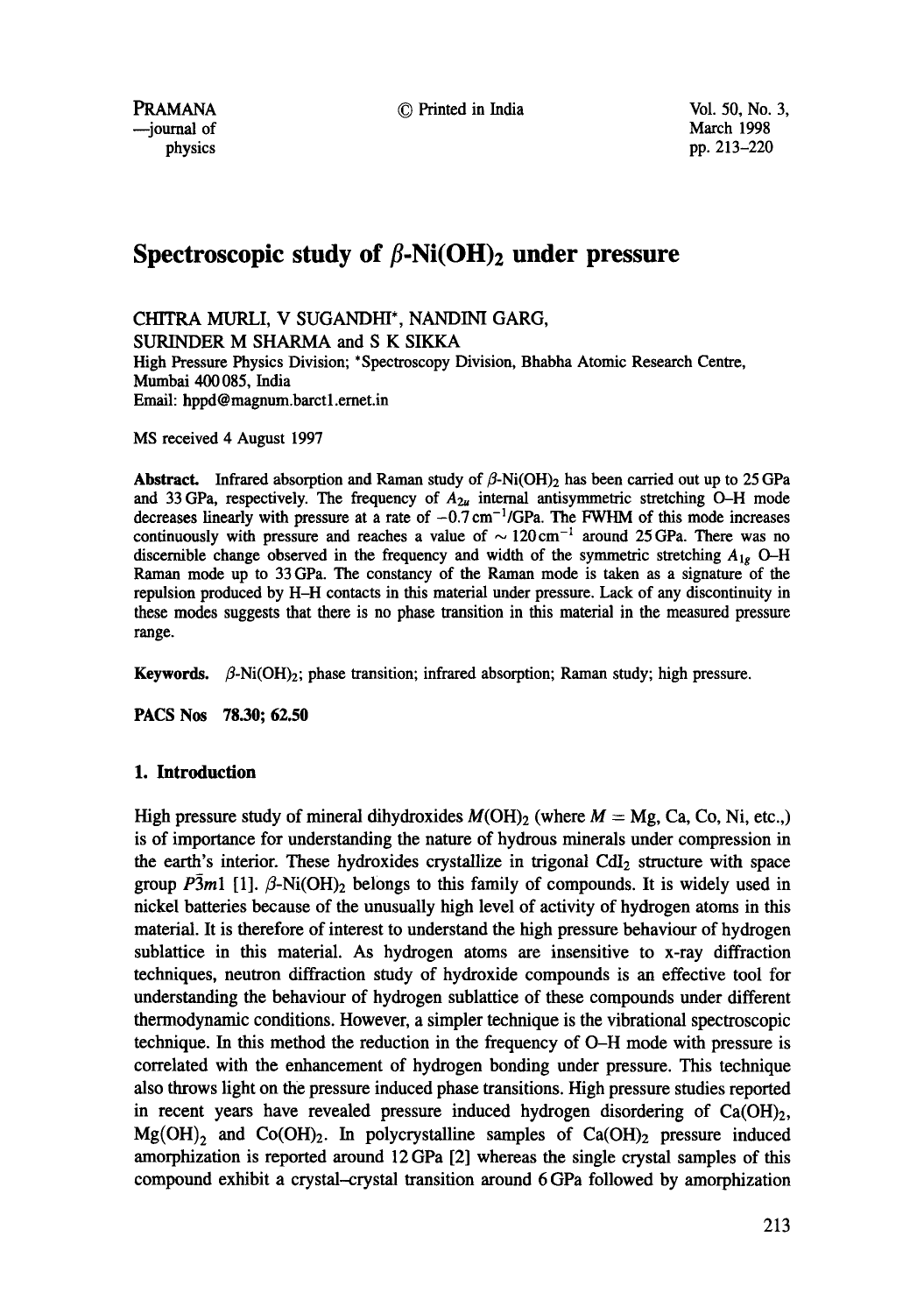# Spectroscopic study of $\beta$-Ni(OH)$_2$ under pressure

CHITRA MURLI, V SUGANDHI*, NANDINI GARG, SURINDER M SHARMA and S K SIKKA

High Pressure Physics Division; *Spectroscopy Division, Bhabha Atomic Research Centre, Mumbai 400 085, India

Email: hppd@magnum.barctl.ernet.in

MS received 4 August 1997

**Abstract.** Infrared absorption and Raman study of $\beta$-Ni(OH)$_2$ has been carried out up to 25 GPa and 33 GPa, respectively. The frequency of $A_{2u}$ internal antisymmetric stretching O–H mode decreases linearly with pressure at a rate of $-0.7\,\mathrm{cm^{-1}/GPa}$. The FWHM of this mode increases continuously with pressure and reaches a value of $\sim 120\,\mathrm{cm^{-1}}$ around 25 GPa. There was no discernible change observed in the frequency and width of the symmetric stretching $A_{1g}$ O–H Raman mode up to 33 GPa. The constancy of the Raman mode is taken as a signature of the repulsion produced by H–H contacts in this material under pressure. Lack of any discontinuity in these modes suggests that there is no phase transition in this material in the measured pressure range.

**Keywords.** $\beta$-Ni(OH)$_2$; phase transition; infrared absorption; Raman study; high pressure.

**PACS Nos** 78.30; 62.50

## 1. Introduction

High pressure study of mineral dihydroxides $M$(OH)$_2$ (where $M$ = Mg, Ca, Co, Ni, etc.,) is of importance for understanding the nature of hydrous minerals under compression in the earth's interior. These hydroxides crystallize in trigonal CdI$_2$ structure with space group $P\bar{3}m1$ [1]. $\beta$-Ni(OH)$_2$ belongs to this family of compounds. It is widely used in nickel batteries because of the unusually high level of activity of hydrogen atoms in this material. It is therefore of interest to understand the high pressure behaviour of hydrogen sublattice in this material. As hydrogen atoms are insensitive to x-ray diffraction techniques, neutron diffraction study of hydroxide compounds is an effective tool for understanding the behaviour of hydrogen sublattice of these compounds under different thermodynamic conditions. However, a simpler technique is the vibrational spectroscopic technique. In this method the reduction in the frequency of O–H mode with pressure is correlated with the enhancement of hydrogen bonding under pressure. This technique also throws light on the pressure induced phase transitions. High pressure studies reported in recent years have revealed pressure induced hydrogen disordering of Ca(OH)$_2$, Mg(OH)$_2$ and Co(OH)$_2$. In polycrystalline samples of Ca(OH)$_2$ pressure induced amorphization is reported around 12 GPa [2] whereas the single crystal samples of this compound exhibit a crystal–crystal transition around 6 GPa followed by amorphization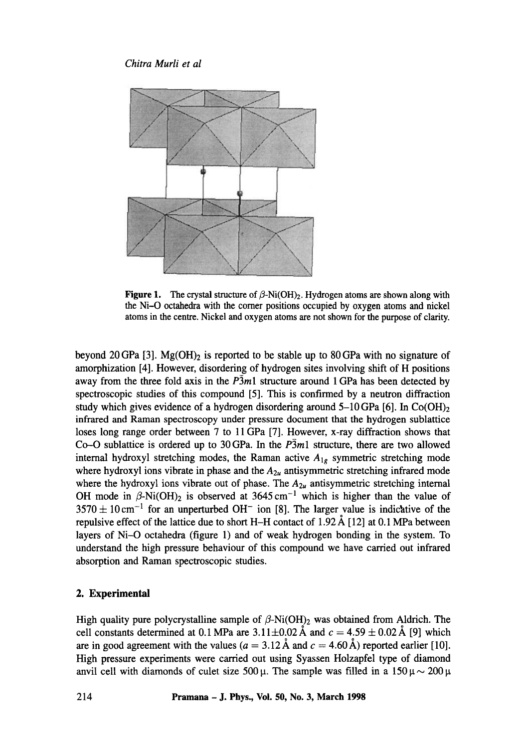**Figure 1.** The crystal structure of $\beta$-$Ni(OH)_2$. Hydrogen atoms are shown along with the Ni–O octahedra with the corner positions occupied by oxygen atoms and nickel atoms in the centre. Nickel and oxygen atoms are not shown for the purpose of clarity.

beyond 20 GPa [3]. $Mg(OH)_2$ is reported to be stable up to 80 GPa with no signature of amorphization [4]. However, disordering of hydrogen sites involving shift of H positions away from the three fold axis in the $P\bar{3}m1$ structure around 1 GPa has been detected by spectroscopic studies of this compound [5]. This is confirmed by a neutron diffraction study which gives evidence of a hydrogen disordering around 5–10 GPa [6]. In $Co(OH)_2$ infrared and Raman spectroscopy under pressure document that the hydrogen sublattice loses long range order between 7 to 11 GPa [7]. However, x-ray diffraction shows that Co–O sublattice is ordered up to 30 GPa. In the $P\bar{3}m1$ structure, there are two allowed internal hydroxyl stretching modes, the Raman active $A_{1g}$ symmetric stretching mode where hydroxyl ions vibrate in phase and the $A_{2u}$ antisymmetric stretching infrared mode where the hydroxyl ions vibrate out of phase. The $A_{2u}$ antisymmetric stretching internal OH mode in $\beta$-$Ni(OH)_2$ is observed at $3645\,cm^{-1}$ which is higher than the value of $3570 \pm 10\,cm^{-1}$ for an unperturbed $OH^-$ ion [8]. The larger value is indicative of the repulsive effect of the lattice due to short H–H contact of 1.92 Å [12] at 0.1 MPa between layers of Ni–O octahedra (figure 1) and of weak hydrogen bonding in the system. To understand the high pressure behaviour of this compound we have carried out infrared absorption and Raman spectroscopic studies.

## 2. Experimental

High quality pure polycrystalline sample of $\beta$-$Ni(OH)_2$ was obtained from Aldrich. The cell constants determined at 0.1 MPa are $3.11 \pm 0.02$ Å and $c = 4.59 \pm 0.02$ Å [9] which are in good agreement with the values ($a = 3.12$ Å and $c = 4.60$ Å) reported earlier [10]. High pressure experiments were carried out using Syassen Holzapfel type of diamond anvil cell with diamonds of culet size 500 μ. The sample was filled in a 150 μ ~ 200 μ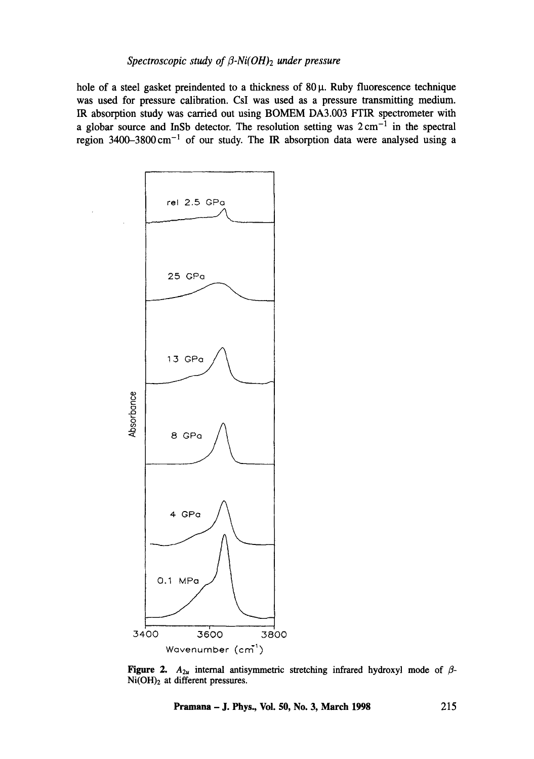hole of a steel gasket preindented to a thickness of 80 μ. Ruby fluorescence technique was used for pressure calibration. CsI was used as a pressure transmitting medium. IR absorption study was carried out using BOMEM DA3.003 FTIR spectrometer with a globar source and InSb detector. The resolution setting was $2\,cm^{-1}$ in the spectral region $3400$–$3800\,cm^{-1}$ of our study. The IR absorption data were analysed using a

**Figure 2.** $A_{2u}$ internal antisymmetric stretching infrared hydroxyl mode of $\beta$-$Ni(OH)_2$ at different pressures.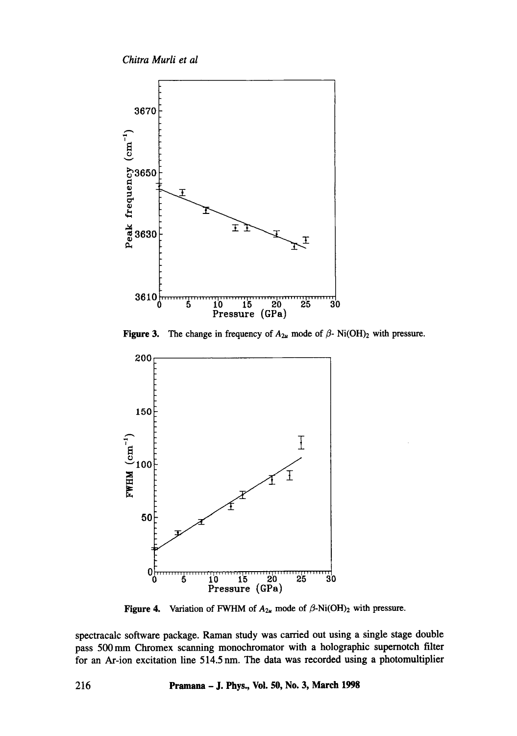**Figure 3.** The change in frequency of $A_{2u}$ mode of $\beta$- $Ni(OH)_2$ with pressure.

**Figure 4.** Variation of FWHM of $A_{2u}$ mode of $\beta$-$Ni(OH)_2$ with pressure.

spectracalc software package. Raman study was carried out using a single stage double pass 500 mm Chromex scanning monochromator with a holographic supernotch filter for an Ar-ion excitation line 514.5 nm. The data was recorded using a photomultiplier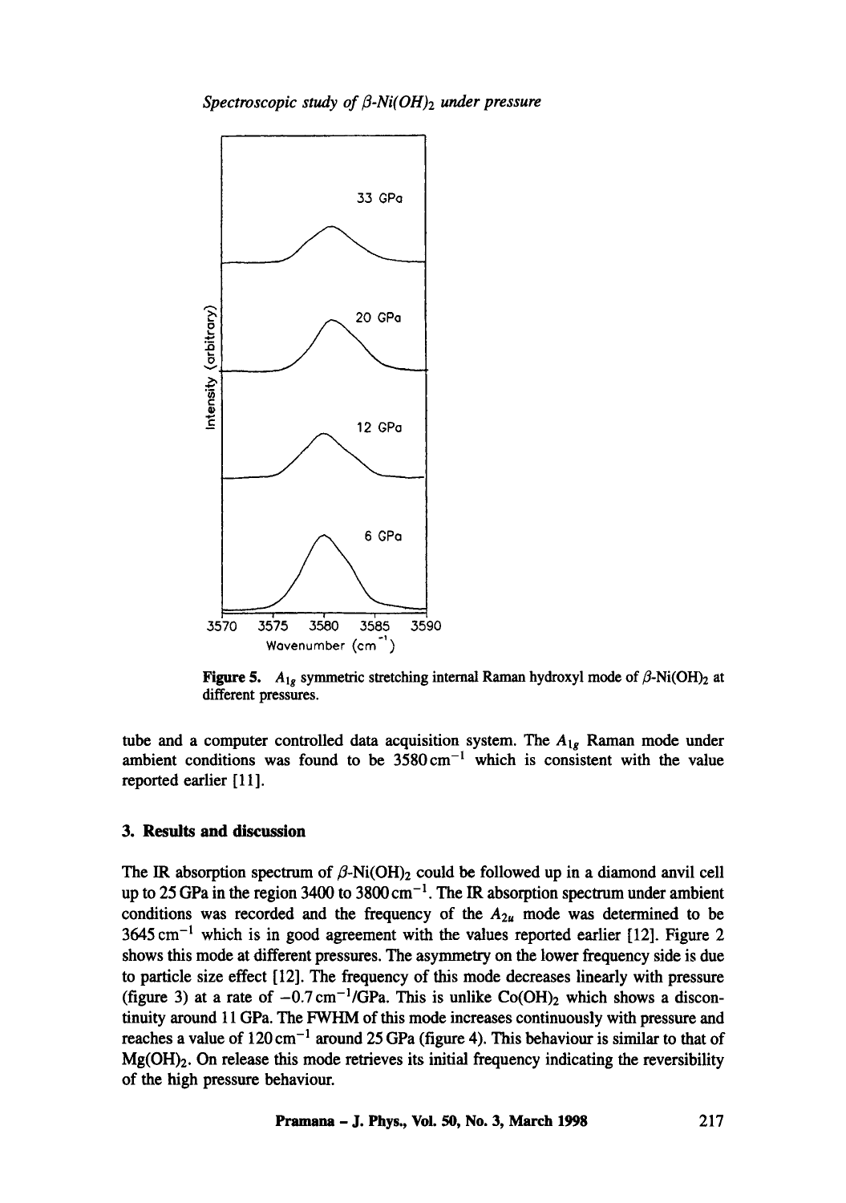**Figure 5.** $A_{1g}$ symmetric stretching internal Raman hydroxyl mode of $\beta$-$Ni(OH)_2$ at different pressures.

tube and a computer controlled data acquisition system. The $A_{1g}$ Raman mode under ambient conditions was found to be $3580\,cm^{-1}$ which is consistent with the value reported earlier [11].

## 3. Results and discussion

The IR absorption spectrum of $\beta$-$Ni(OH)_2$ could be followed up in a diamond anvil cell up to 25 GPa in the region 3400 to $3800\,cm^{-1}$. The IR absorption spectrum under ambient conditions was recorded and the frequency of the $A_{2u}$ mode was determined to be $3645\,cm^{-1}$ which is in good agreement with the values reported earlier [12]. Figure 2 shows this mode at different pressures. The asymmetry on the lower frequency side is due to particle size effect [12]. The frequency of this mode decreases linearly with pressure (figure 3) at a rate of $-0.7\,cm^{-1}$/GPa. This is unlike $Co(OH)_2$ which shows a discontinuity around 11 GPa. The FWHM of this mode increases continuously with pressure and reaches a value of $120\,cm^{-1}$ around 25 GPa (figure 4). This behaviour is similar to that of $Mg(OH)_2$. On release this mode retrieves its initial frequency indicating the reversibility of the high pressure behaviour.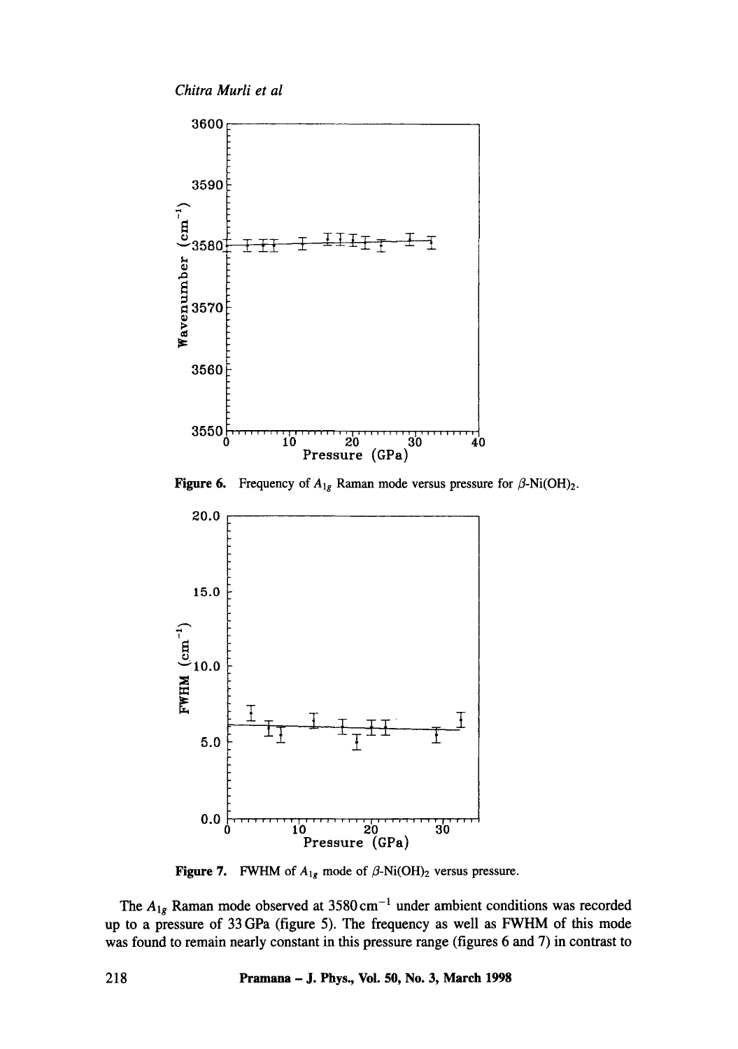**Figure 6.** Frequency of $A_{1g}$ Raman mode versus pressure for $\beta$-Ni(OH)$_2$.

**Figure 7.** FWHM of $A_{1g}$ mode of $\beta$-Ni(OH)$_2$ versus pressure.

The $A_{1g}$ Raman mode observed at $3580\,\text{cm}^{-1}$ under ambient conditions was recorded up to a pressure of 33 GPa (figure 5). The frequency as well as FWHM of this mode was found to remain nearly constant in this pressure range (figures 6 and 7) in contrast to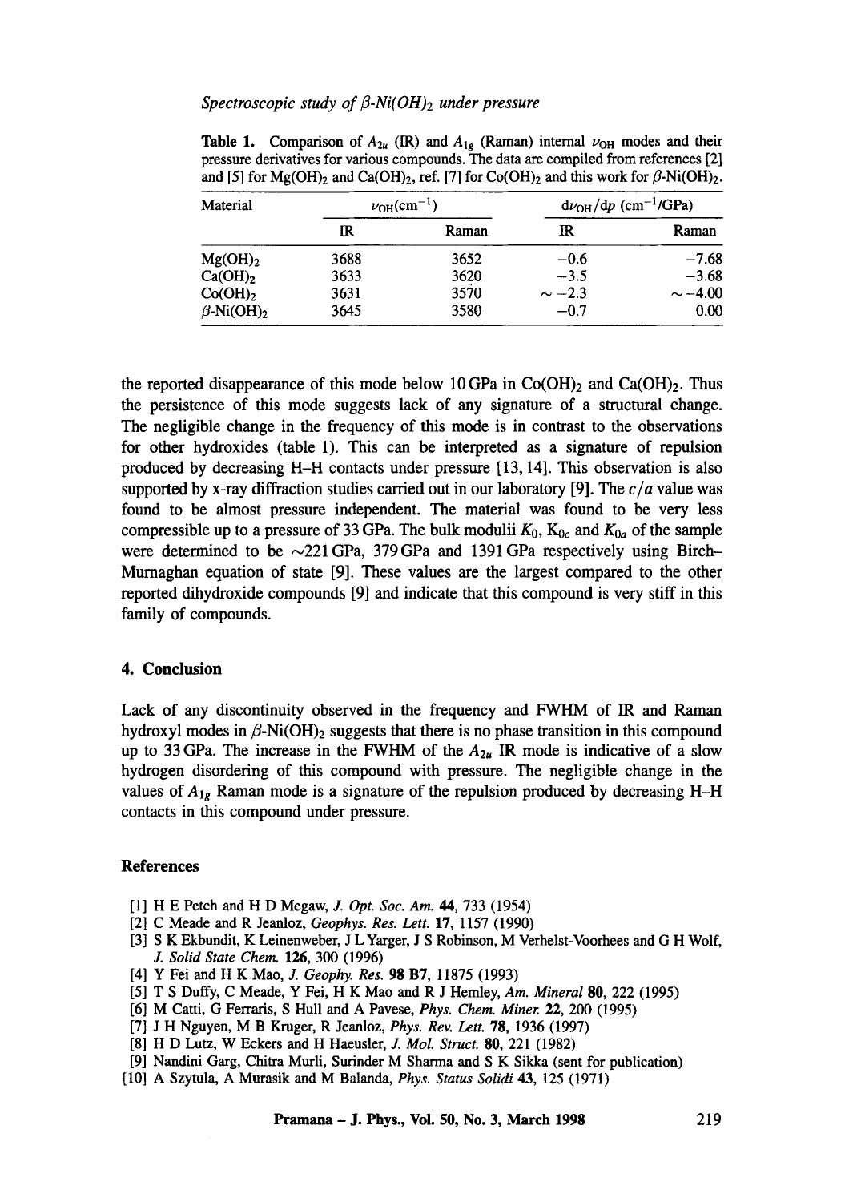**Table 1.** Comparison of $A_{2u}$ (IR) and $A_{1g}$ (Raman) internal $\nu_{OH}$ modes and their pressure derivatives for various compounds. The data are compiled from references [2] and [5] for $Mg(OH)_2$ and $Ca(OH)_2$, ref. [7] for $Co(OH)_2$ and this work for $\beta$-$Ni(OH)_2$.

| Material | $\nu_{OH}$(cm$^{-1}$) | | $d\nu_{OH}/dp$ (cm$^{-1}$/GPa) | |
|---|---|---|---|---|
| | IR | Raman | IR | Raman |
| $Mg(OH)_2$ | 3688 | 3652 | −0.6 | −7.68 |
| $Ca(OH)_2$ | 3633 | 3620 | −3.5 | −3.68 |
| $Co(OH)_2$ | 3631 | 3570 | ∼ −2.3 | ∼−4.00 |
| $\beta$-$Ni(OH)_2$ | 3645 | 3580 | −0.7 | 0.00 |

the reported disappearance of this mode below 10 GPa in $Co(OH)_2$ and $Ca(OH)_2$. Thus the persistence of this mode suggests lack of any signature of a structural change. The negligible change in the frequency of this mode is in contrast to the observations for other hydroxides (table 1). This can be interpreted as a signature of repulsion produced by decreasing H–H contacts under pressure [13, 14]. This observation is also supported by x-ray diffraction studies carried out in our laboratory [9]. The $c/a$ value was found to be almost pressure independent. The material was found to be very less compressible up to a pressure of 33 GPa. The bulk modulii $K_0$, $K_{0c}$ and $K_{0a}$ of the sample were determined to be ∼221 GPa, 379 GPa and 1391 GPa respectively using Birch–Murnaghan equation of state [9]. These values are the largest compared to the other reported dihydroxide compounds [9] and indicate that this compound is very stiff in this family of compounds.

## 4. Conclusion

Lack of any discontinuity observed in the frequency and FWHM of IR and Raman hydroxyl modes in $\beta$-$Ni(OH)_2$ suggests that there is no phase transition in this compound up to 33 GPa. The increase in the FWHM of the $A_{2u}$ IR mode is indicative of a slow hydrogen disordering of this compound with pressure. The negligible change in the values of $A_{1g}$ Raman mode is a signature of the repulsion produced by decreasing H–H contacts in this compound under pressure.

## References

[1] H E Petch and H D Megaw, *J. Opt. Soc. Am.* **44**, 733 (1954)

[2] C Meade and R Jeanloz, *Geophys. Res. Lett.* **17**, 1157 (1990)

[3] S K Ekbundit, K Leinenweber, J L Yarger, J S Robinson, M Verhelst-Voorhees and G H Wolf, *J. Solid State Chem.* **126**, 300 (1996)

[4] Y Fei and H K Mao, *J. Geophy. Res.* **98 B7**, 11875 (1993)

[5] T S Duffy, C Meade, Y Fei, H K Mao and R J Hemley, *Am. Mineral* **80**, 222 (1995)

[6] M Catti, G Ferraris, S Hull and A Pavese, *Phys. Chem. Miner.* **22**, 200 (1995)

[7] J H Nguyen, M B Kruger, R Jeanloz, *Phys. Rev. Lett.* **78**, 1936 (1997)

[8] H D Lutz, W Eckers and H Haeusler, *J. Mol. Struct.* **80**, 221 (1982)

[9] Nandini Garg, Chitra Murli, Surinder M Sharma and S K Sikka (sent for publication)

[10] A Szytula, A Murasik and M Balanda, *Phys. Status Solidi* **43**, 125 (1971)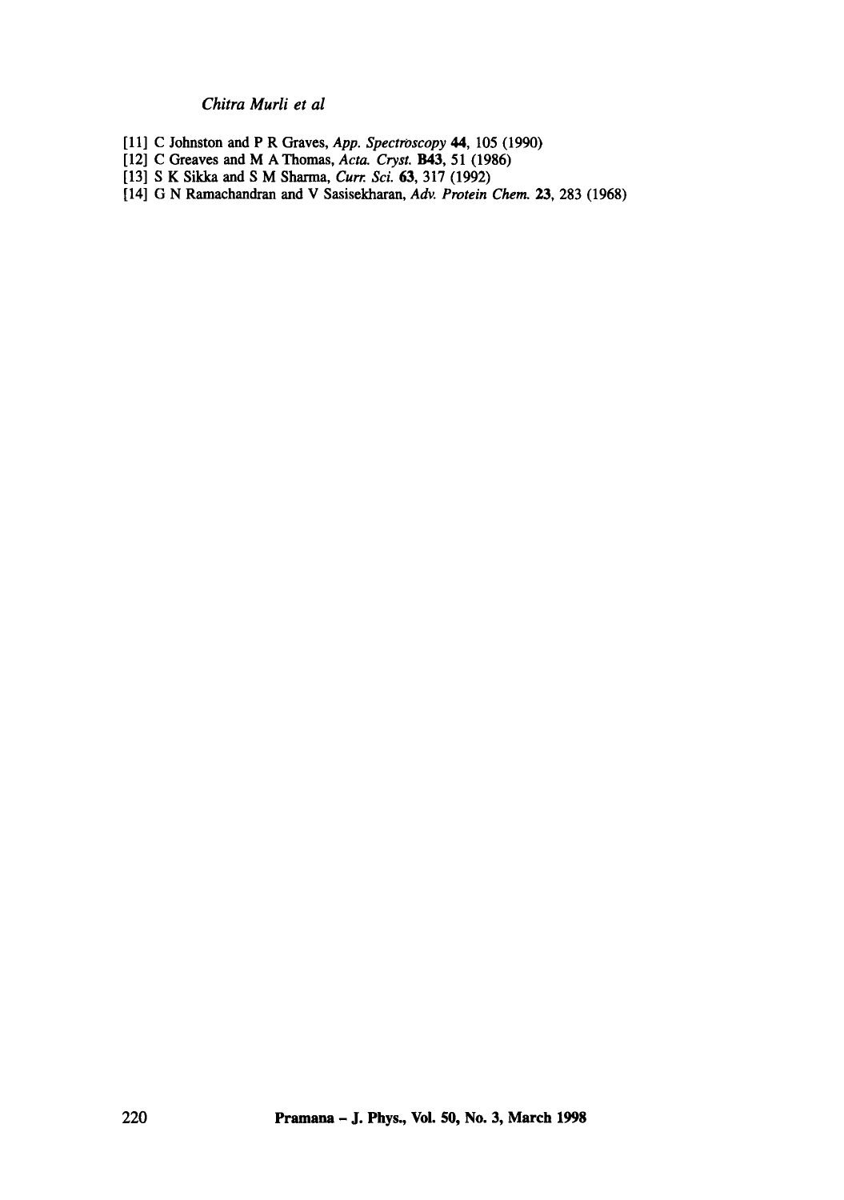[11] C Johnston and P R Graves, *App. Spectroscopy* **44**, 105 (1990)

[12] C Greaves and M A Thomas, *Acta. Cryst.* **B43**, 51 (1986)

[13] S K Sikka and S M Sharma, *Curr. Sci.* **63**, 317 (1992)

[14] G N Ramachandran and V Sasisekharan, *Adv. Protein Chem.* **23**, 283 (1968)